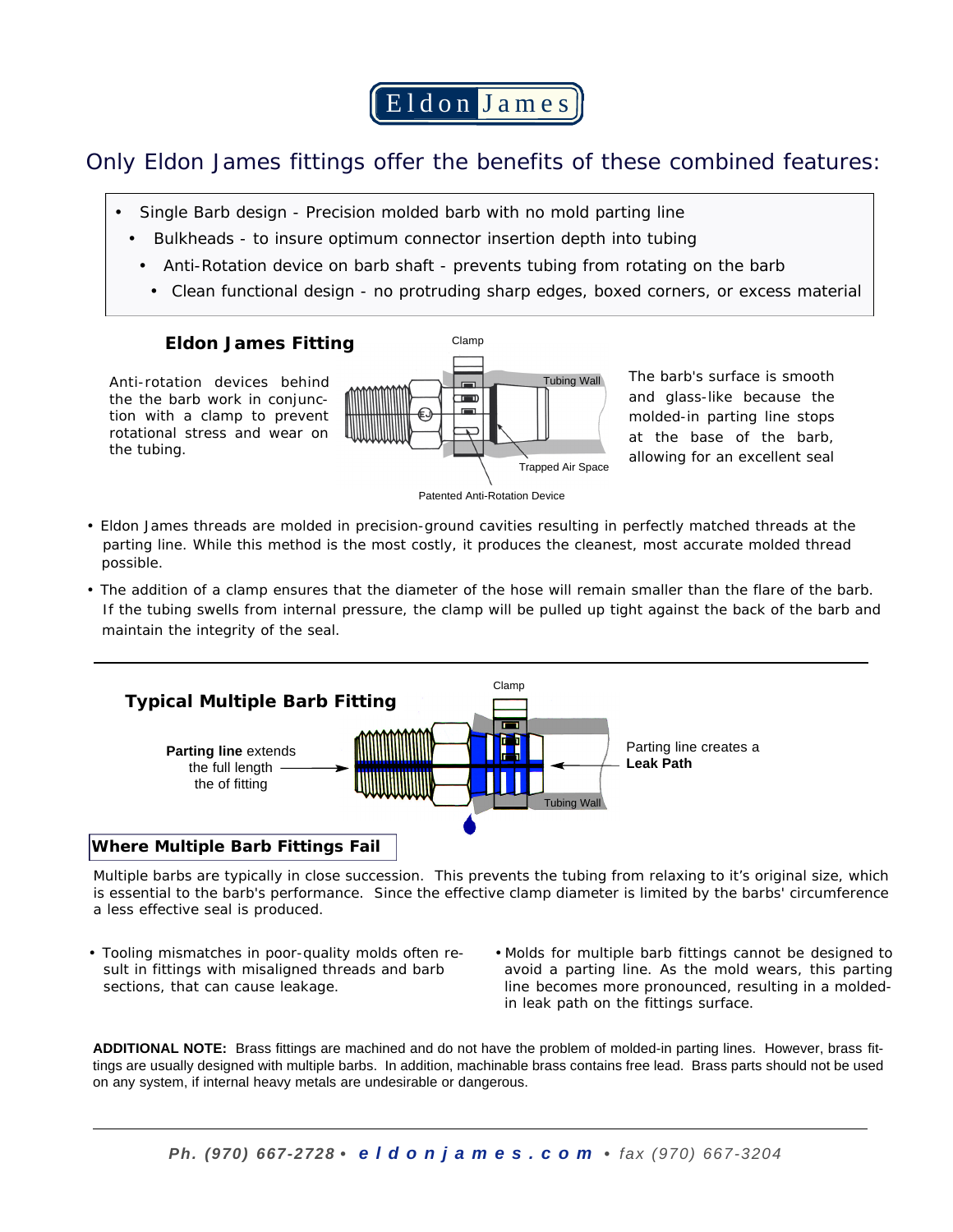# Eldon James

## Only Eldon James fittings offer the benefits of these combined features:

- Single Barb design - Precision molded barb with no mold parting line
- Bulkheads - to insure optimum connector insertion depth into tubing
- Anti-Rotation device on barb shaft - prevents tubing from rotating on the barb
- Clean functional design - no protruding sharp edges, boxed corners, or excess material

### Eldon James Fitting

Anti-rotation devices behind the the barb work in conjunction with a clamp to prevent rotational stress and wear on the tubing.

Clamp

Tubing Wall

Trapped Air Space

Patented Anti-Rotation Device

The barb's surface is smooth and glass-like because the molded-in parting line stops at the base of the barb, allowing for an excellent seal

- Eldon James threads are molded in precision-ground cavities resulting in perfectly matched threads at the parting line. While this method is the most costly, it produces the cleanest, most accurate molded thread possible.
- The addition of a clamp ensures that the diameter of the hose will remain smaller than the flare of the barb. If the tubing swells from internal pressure, the clamp will be pulled up tight against the back of the barb and maintain the integrity of the seal.

---

### Typical Multiple Barb Fitting

Clamp

**Parting line** extends the full length the of fitting

Parting line creates a **Leak Path**

Tubing Wall

### Where Multiple Barb Fittings Fail

Multiple barbs are typically in close succession. This prevents the tubing from relaxing to it's original size, which is essential to the barb's performance. Since the effective clamp diameter is limited by the barbs' circumference a less effective seal is produced.

- Tooling mismatches in poor-quality molds often result in fittings with misaligned threads and barb sections, that can cause leakage.
- Molds for multiple barb fittings cannot be designed to avoid a parting line. As the mold wears, this parting line becomes more pronounced, resulting in a molded-in leak path on the fittings surface.

**ADDITIONAL NOTE:** Brass fittings are machined and do not have the problem of molded-in parting lines. However, brass fittings are usually designed with multiple barbs. In addition, machinable brass contains free lead. Brass parts should not be used on any system, if internal heavy metals are undesirable or dangerous.

---

*Ph. (970) 667-2728 • **eldonjames.com** • fax (970) 667-3204*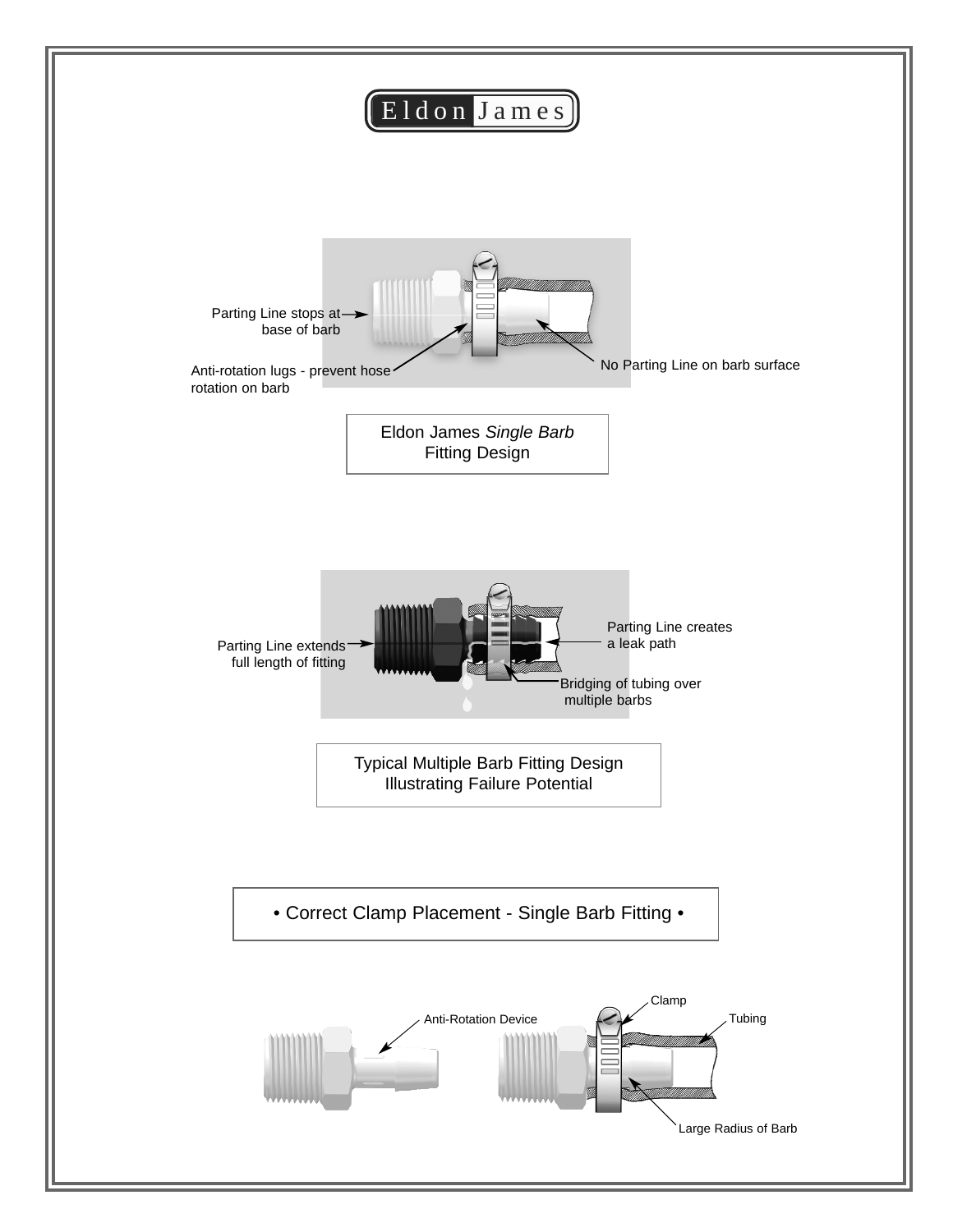Eldon James

Parting Line stops at base of barb

Anti-rotation lugs - prevent hose rotation on barb

No Parting Line on barb surface

Eldon James *Single Barb* Fitting Design

Parting Line extends full length of fitting

Parting Line creates a leak path

Bridging of tubing over multiple barbs

Typical Multiple Barb Fitting Design Illustrating Failure Potential

• Correct Clamp Placement - Single Barb Fitting •

Anti-Rotation Device

Clamp

Tubing

Large Radius of Barb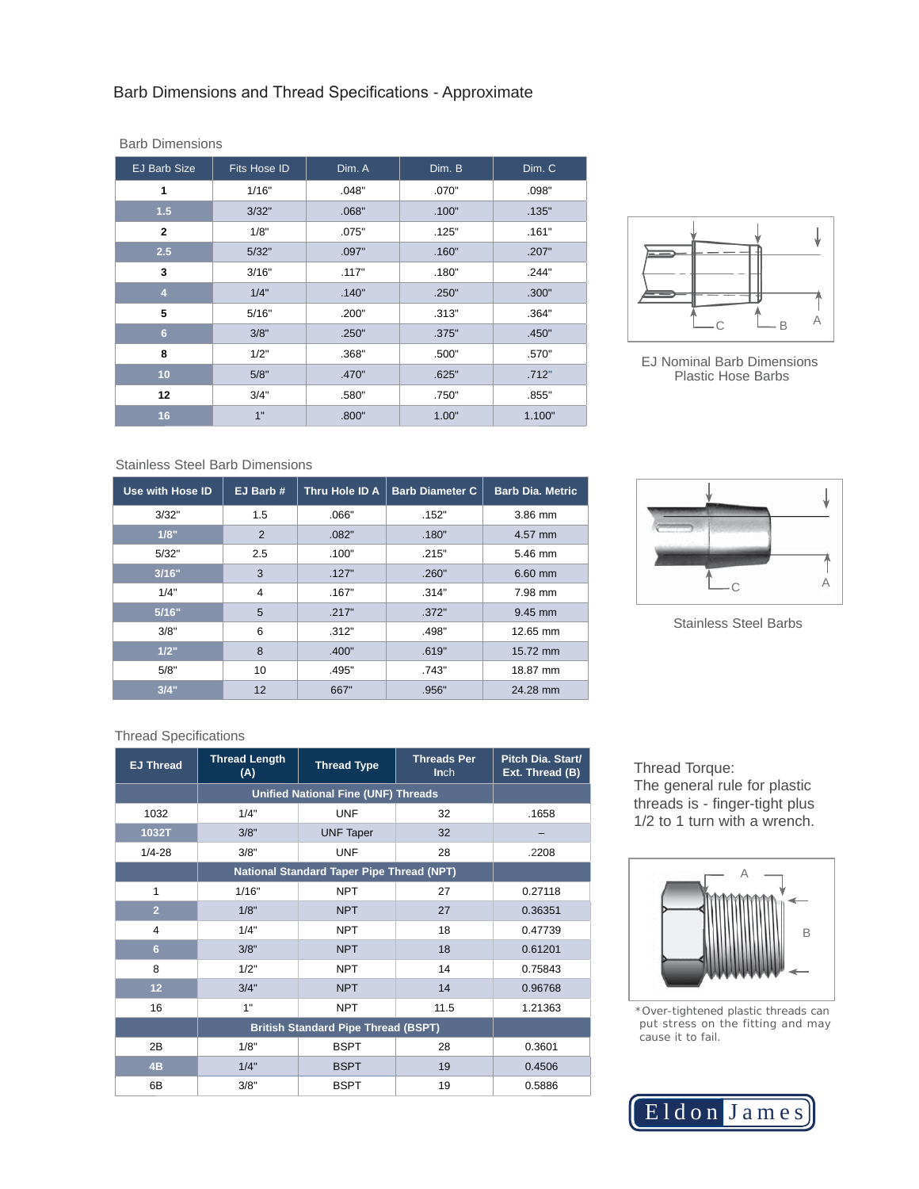# Barb Dimensions and Thread Specifications - Approximate

## Barb Dimensions

| EJ Barb Size | Fits Hose ID | Dim. A | Dim. B | Dim. C |
|---|---|---|---|---|
| **1** | 1/16" | .048" | .070" | .098" |
| **1.5** | 3/32" | .068" | .100" | .135" |
| **2** | 1/8" | .075" | .125" | .161" |
| **2.5** | 5/32" | .097" | .160" | .207" |
| **3** | 3/16" | .117" | .180" | .244" |
| **4** | 1/4" | .140" | .250" | .300" |
| **5** | 5/16" | .200" | .313" | .364" |
| **6** | 3/8" | .250" | .375" | .450" |
| **8** | 1/2" | .368" | .500" | .570" |
| **10** | 5/8" | .470" | .625" | .712" |
| **12** | 3/4" | .580" | .750" | .855" |
| **16** | 1" | .800" | 1.00" | 1.100" |

C B A

EJ Nominal Barb Dimensions
Plastic Hose Barbs

## Stainless Steel Barb Dimensions

| Use with Hose ID | EJ Barb # | Thru Hole ID A | Barb Diameter C | Barb Dia. Metric |
|---|---|---|---|---|
| 3/32" | 1.5 | .066" | .152" | 3.86 mm |
| **1/8"** | 2 | .082" | .180" | 4.57 mm |
| 5/32" | 2.5 | .100" | .215" | 5.46 mm |
| **3/16"** | 3 | .127" | .260" | 6.60 mm |
| 1/4" | 4 | .167" | .314" | 7.98 mm |
| **5/16"** | 5 | .217" | .372" | 9.45 mm |
| 3/8" | 6 | .312" | .498" | 12.65 mm |
| **1/2"** | 8 | .400" | .619" | 15.72 mm |
| 5/8" | 10 | .495" | .743" | 18.87 mm |
| **3/4"** | 12 | 667" | .956" | 24.28 mm |

C A

Stainless Steel Barbs

## Thread Specifications

| EJ Thread | Thread Length (A) | Thread Type | Threads Per Inch | Pitch Dia. Start/ Ext. Thread (B) |
|---|---|---|---|---|
| | **Unified National Fine (UNF) Threads** | | | |
| 1032 | 1/4" | UNF | 32 | .1658 |
| **1032T** | 3/8" | UNF Taper | 32 | – |
| 1/4-28 | 3/8" | UNF | 28 | .2208 |
| | **National Standard Taper Pipe Thread (NPT)** | | | |
| 1 | 1/16" | NPT | 27 | 0.27118 |
| **2** | 1/8" | NPT | 27 | 0.36351 |
| 4 | 1/4" | NPT | 18 | 0.47739 |
| **6** | 3/8" | NPT | 18 | 0.61201 |
| 8 | 1/2" | NPT | 14 | 0.75843 |
| **12** | 3/4" | NPT | 14 | 0.96768 |
| 16 | 1" | NPT | 11.5 | 1.21363 |
| | **British Standard Pipe Thread (BSPT)** | | | |
| 2B | 1/8" | BSPT | 28 | 0.3601 |
| **4B** | 1/4" | BSPT | 19 | 0.4506 |
| 6B | 3/8" | BSPT | 19 | 0.5886 |

Thread Torque:
The general rule for plastic threads is - finger-tight plus 1/2 to 1 turn with a wrench.

A B

*Over-tightened plastic threads can put stress on the fitting and may cause it to fail.

Eldon James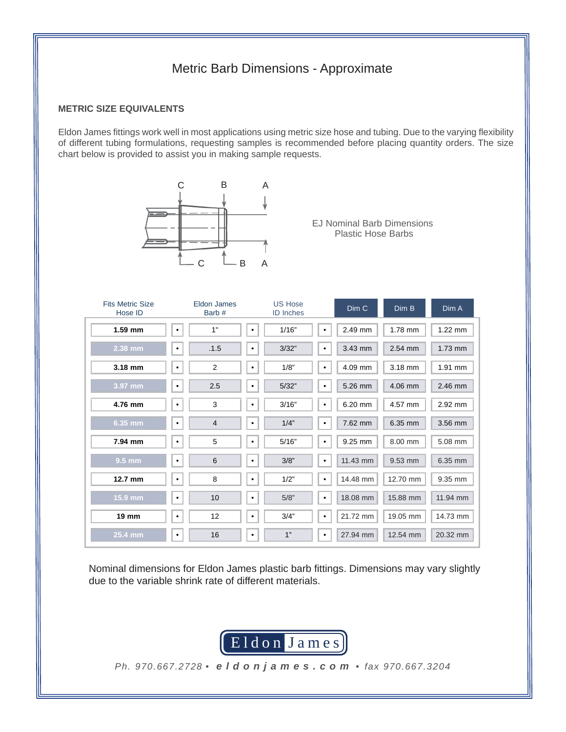# Metric Barb Dimensions - Approximate

## METRIC SIZE EQUIVALENTS

Eldon James fittings work well in most applications using metric size hose and tubing. Due to the varying flexibility of different tubing formulations, requesting samples is recommended before placing quantity orders. The size chart below is provided to assist you in making sample requests.

C B A

C B A

EJ Nominal Barb Dimensions
Plastic Hose Barbs

| Fits Metric Size Hose ID | | Eldon James Barb # | | US Hose ID Inches | | Dim C | Dim B | Dim A |
|---|---|---|---|---|---|---|---|---|
| **1.59 mm** | • | 1" | • | 1/16" | • | 2.49 mm | 1.78 mm | 1.22 mm |
| **2.38 mm** | • | .1.5 | • | 3/32" | • | 3.43 mm | 2.54 mm | 1.73 mm |
| **3.18 mm** | • | 2 | • | 1/8" | • | 4.09 mm | 3.18 mm | 1.91 mm |
| **3.97 mm** | • | 2.5 | • | 5/32" | • | 5.26 mm | 4.06 mm | 2.46 mm |
| **4.76 mm** | • | 3 | • | 3/16" | • | 6.20 mm | 4.57 mm | 2.92 mm |
| **6.35 mm** | • | 4 | • | 1/4" | • | 7.62 mm | 6.35 mm | 3.56 mm |
| **7.94 mm** | • | 5 | • | 5/16" | • | 9.25 mm | 8.00 mm | 5.08 mm |
| **9.5 mm** | • | 6 | • | 3/8" | • | 11.43 mm | 9.53 mm | 6.35 mm |
| **12.7 mm** | • | 8 | • | 1/2" | • | 14.48 mm | 12.70 mm | 9.35 mm |
| **15.9 mm** | • | 10 | • | 5/8" | • | 18.08 mm | 15.88 mm | 11.94 mm |
| **19 mm** | • | 12 | • | 3/4" | • | 21.72 mm | 19.05 mm | 14.73 mm |
| **25.4 mm** | • | 16 | • | 1" | • | 27.94 mm | 12.54 mm | 20.32 mm |

Nominal dimensions for Eldon James plastic barb fittings. Dimensions may vary slightly due to the variable shrink rate of different materials.

Eldon James

*Ph. 970.667.2728 • **eldonjames.com** • fax 970.667.3204*